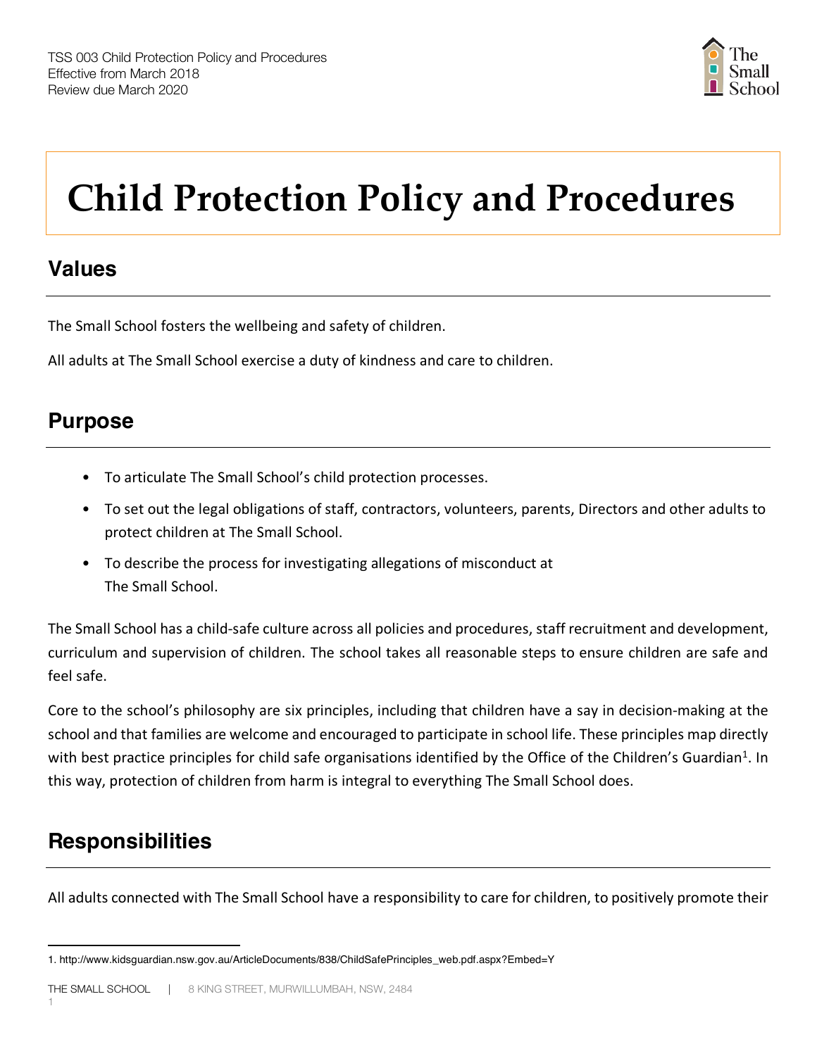TSS 003 Child Protection Policy and Procedures
Effective from March 2018
Review due March 2020

# Child Protection Policy and Procedures

## Values

The Small School fosters the wellbeing and safety of children.

All adults at The Small School exercise a duty of kindness and care to children.

## Purpose

- To articulate The Small School's child protection processes.
- To set out the legal obligations of staff, contractors, volunteers, parents, Directors and other adults to protect children at The Small School.
- To describe the process for investigating allegations of misconduct at The Small School.

The Small School has a child-safe culture across all policies and procedures, staff recruitment and development, curriculum and supervision of children. The school takes all reasonable steps to ensure children are safe and feel safe.

Core to the school's philosophy are six principles, including that children have a say in decision-making at the school and that families are welcome and encouraged to participate in school life. These principles map directly with best practice principles for child safe organisations identified by the Office of the Children's Guardian[1]. In this way, protection of children from harm is integral to everything The Small School does.

## Responsibilities

All adults connected with The Small School have a responsibility to care for children, to positively promote their

1. http://www.kidsguardian.nsw.gov.au/ArticleDocuments/838/ChildSafePrinciples_web.pdf.aspx?Embed=Y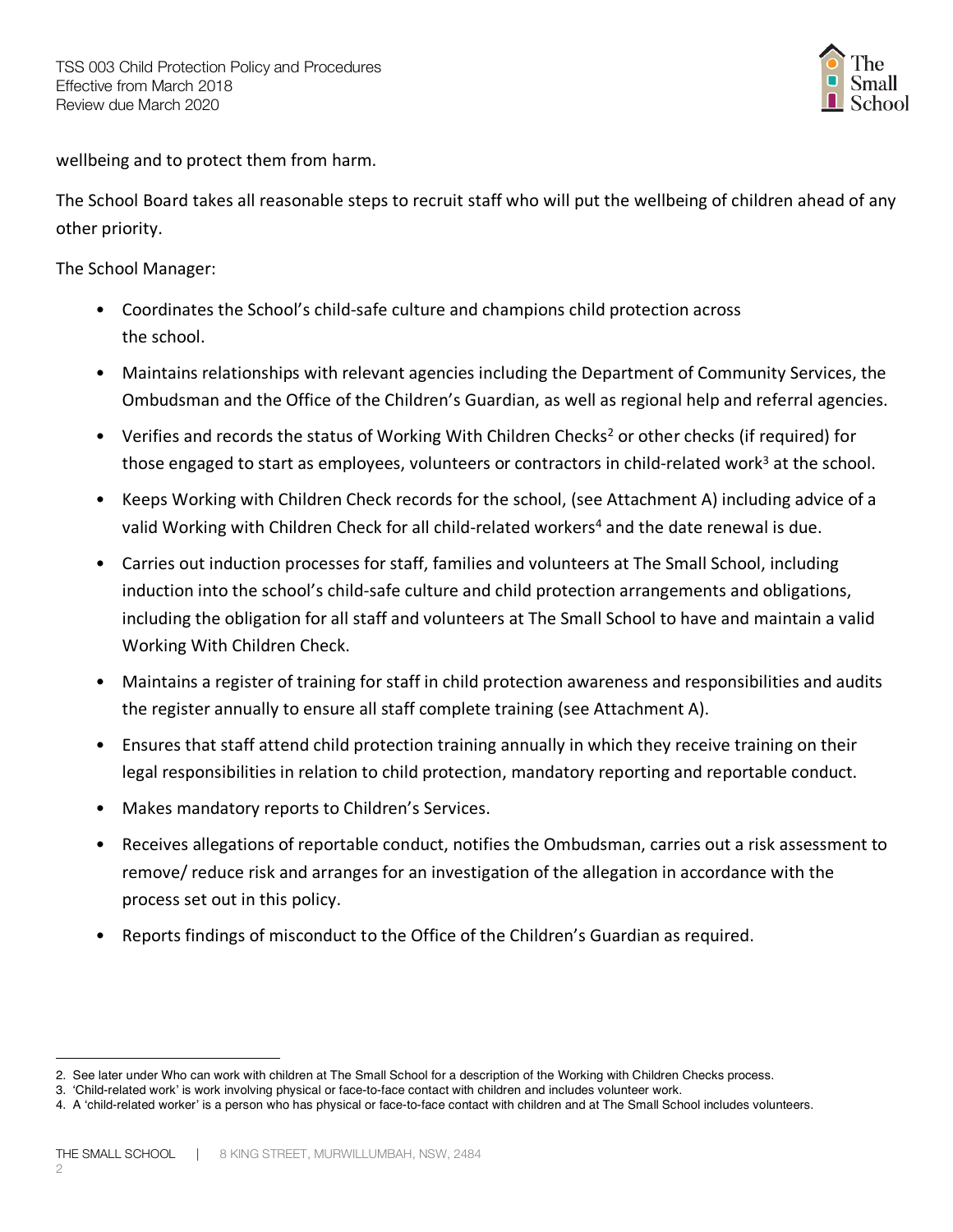wellbeing and to protect them from harm.

The School Board takes all reasonable steps to recruit staff who will put the wellbeing of children ahead of any other priority.

The School Manager:

- Coordinates the School's child-safe culture and champions child protection across the school.
- Maintains relationships with relevant agencies including the Department of Community Services, the Ombudsman and the Office of the Children's Guardian, as well as regional help and referral agencies.
- Verifies and records the status of Working With Children Checks[2] or other checks (if required) for those engaged to start as employees, volunteers or contractors in child-related work[3] at the school.
- Keeps Working with Children Check records for the school, (see Attachment A) including advice of a valid Working with Children Check for all child-related workers[4] and the date renewal is due.
- Carries out induction processes for staff, families and volunteers at The Small School, including induction into the school's child-safe culture and child protection arrangements and obligations, including the obligation for all staff and volunteers at The Small School to have and maintain a valid Working With Children Check.
- Maintains a register of training for staff in child protection awareness and responsibilities and audits the register annually to ensure all staff complete training (see Attachment A).
- Ensures that staff attend child protection training annually in which they receive training on their legal responsibilities in relation to child protection, mandatory reporting and reportable conduct.
- Makes mandatory reports to Children's Services.
- Receives allegations of reportable conduct, notifies the Ombudsman, carries out a risk assessment to remove/ reduce risk and arranges for an investigation of the allegation in accordance with the process set out in this policy.
- Reports findings of misconduct to the Office of the Children's Guardian as required.

---

2. See later under Who can work with children at The Small School for a description of the Working with Children Checks process.
3. 'Child-related work' is work involving physical or face-to-face contact with children and includes volunteer work.
4. A 'child-related worker' is a person who has physical or face-to-face contact with children and at The Small School includes volunteers.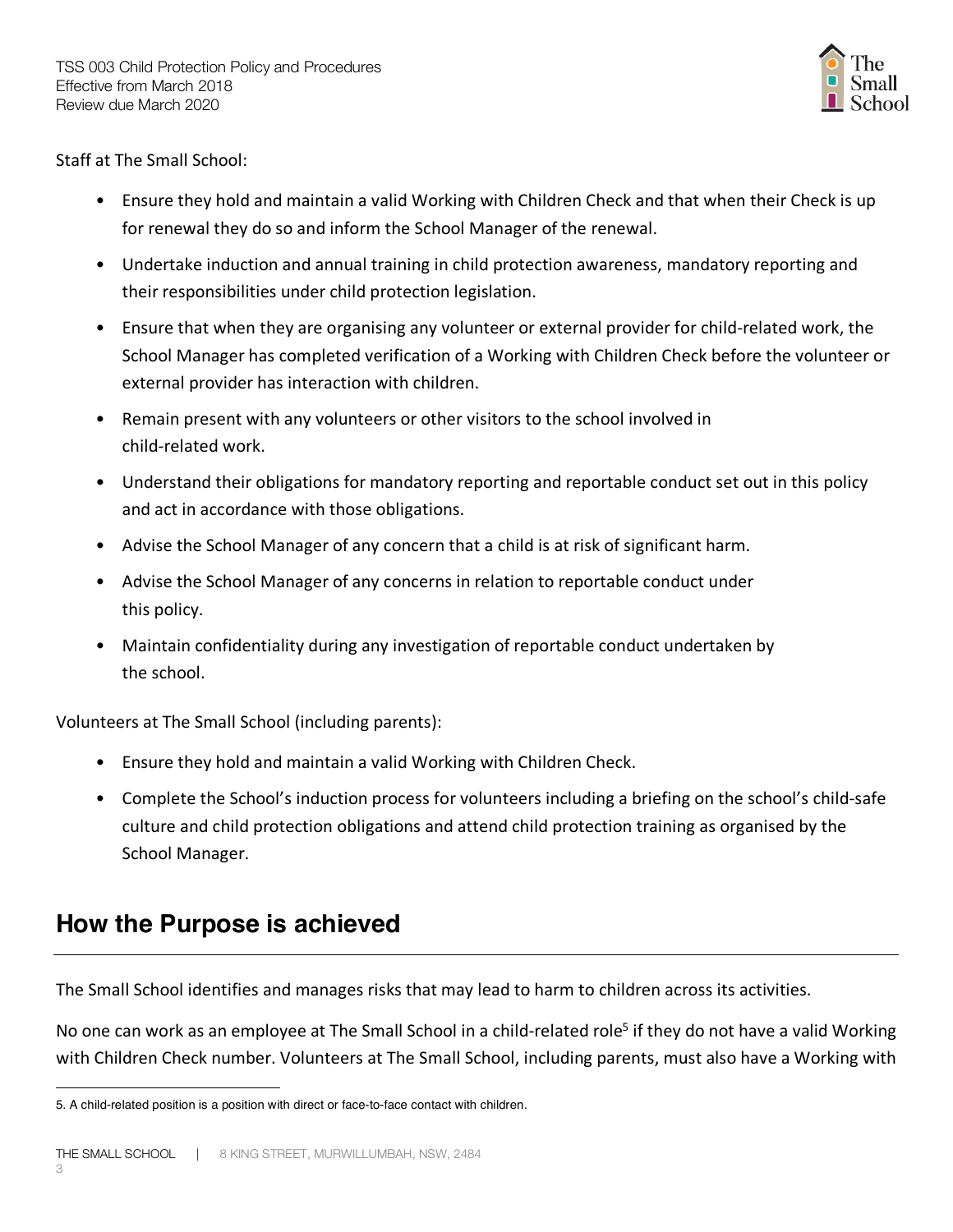Staff at The Small School:

- Ensure they hold and maintain a valid Working with Children Check and that when their Check is up for renewal they do so and inform the School Manager of the renewal.
- Undertake induction and annual training in child protection awareness, mandatory reporting and their responsibilities under child protection legislation.
- Ensure that when they are organising any volunteer or external provider for child-related work, the School Manager has completed verification of a Working with Children Check before the volunteer or external provider has interaction with children.
- Remain present with any volunteers or other visitors to the school involved in child-related work.
- Understand their obligations for mandatory reporting and reportable conduct set out in this policy and act in accordance with those obligations.
- Advise the School Manager of any concern that a child is at risk of significant harm.
- Advise the School Manager of any concerns in relation to reportable conduct under this policy.
- Maintain confidentiality during any investigation of reportable conduct undertaken by the school.

Volunteers at The Small School (including parents):

- Ensure they hold and maintain a valid Working with Children Check.
- Complete the School's induction process for volunteers including a briefing on the school's child-safe culture and child protection obligations and attend child protection training as organised by the School Manager.

## How the Purpose is achieved

The Small School identifies and manages risks that may lead to harm to children across its activities.

No one can work as an employee at The Small School in a child-related role[5] if they do not have a valid Working with Children Check number. Volunteers at The Small School, including parents, must also have a Working with

5. A child-related position is a position with direct or face-to-face contact with children.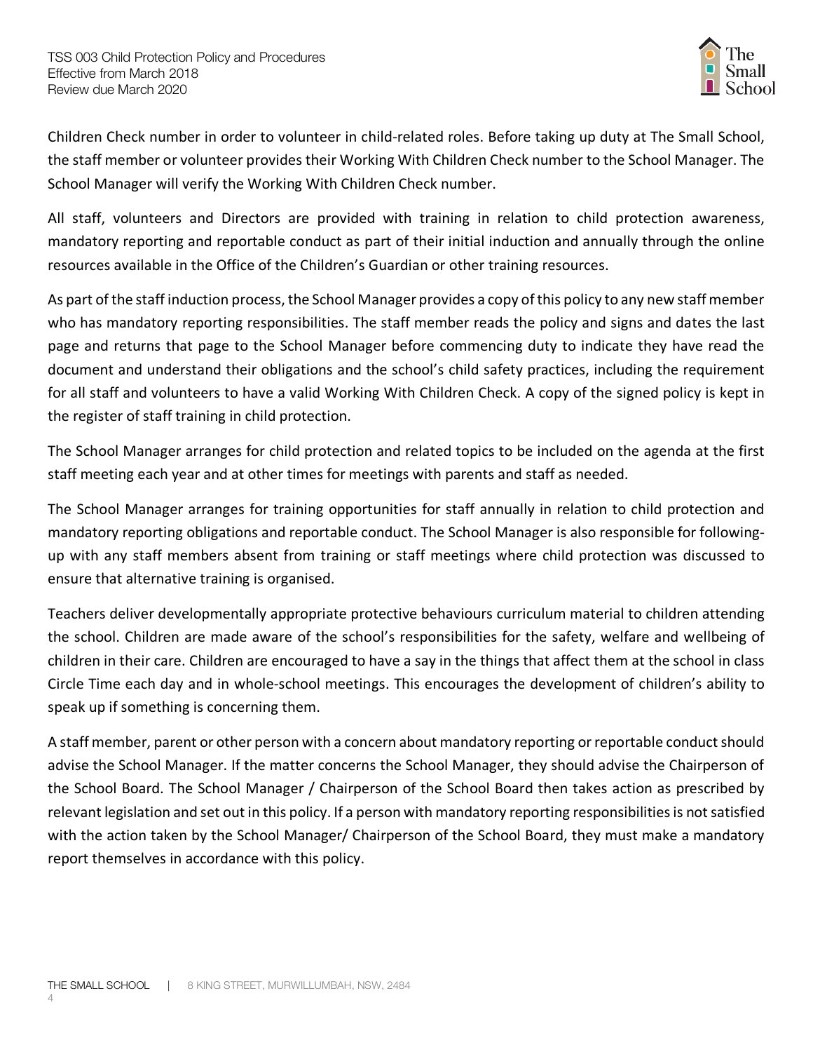Children Check number in order to volunteer in child-related roles. Before taking up duty at The Small School, the staff member or volunteer provides their Working With Children Check number to the School Manager. The School Manager will verify the Working With Children Check number.

All staff, volunteers and Directors are provided with training in relation to child protection awareness, mandatory reporting and reportable conduct as part of their initial induction and annually through the online resources available in the Office of the Children's Guardian or other training resources.

As part of the staff induction process, the School Manager provides a copy of this policy to any new staff member who has mandatory reporting responsibilities. The staff member reads the policy and signs and dates the last page and returns that page to the School Manager before commencing duty to indicate they have read the document and understand their obligations and the school's child safety practices, including the requirement for all staff and volunteers to have a valid Working With Children Check. A copy of the signed policy is kept in the register of staff training in child protection.

The School Manager arranges for child protection and related topics to be included on the agenda at the first staff meeting each year and at other times for meetings with parents and staff as needed.

The School Manager arranges for training opportunities for staff annually in relation to child protection and mandatory reporting obligations and reportable conduct. The School Manager is also responsible for following-up with any staff members absent from training or staff meetings where child protection was discussed to ensure that alternative training is organised.

Teachers deliver developmentally appropriate protective behaviours curriculum material to children attending the school. Children are made aware of the school's responsibilities for the safety, welfare and wellbeing of children in their care. Children are encouraged to have a say in the things that affect them at the school in class Circle Time each day and in whole-school meetings. This encourages the development of children's ability to speak up if something is concerning them.

A staff member, parent or other person with a concern about mandatory reporting or reportable conduct should advise the School Manager. If the matter concerns the School Manager, they should advise the Chairperson of the School Board. The School Manager / Chairperson of the School Board then takes action as prescribed by relevant legislation and set out in this policy. If a person with mandatory reporting responsibilities is not satisfied with the action taken by the School Manager/ Chairperson of the School Board, they must make a mandatory report themselves in accordance with this policy.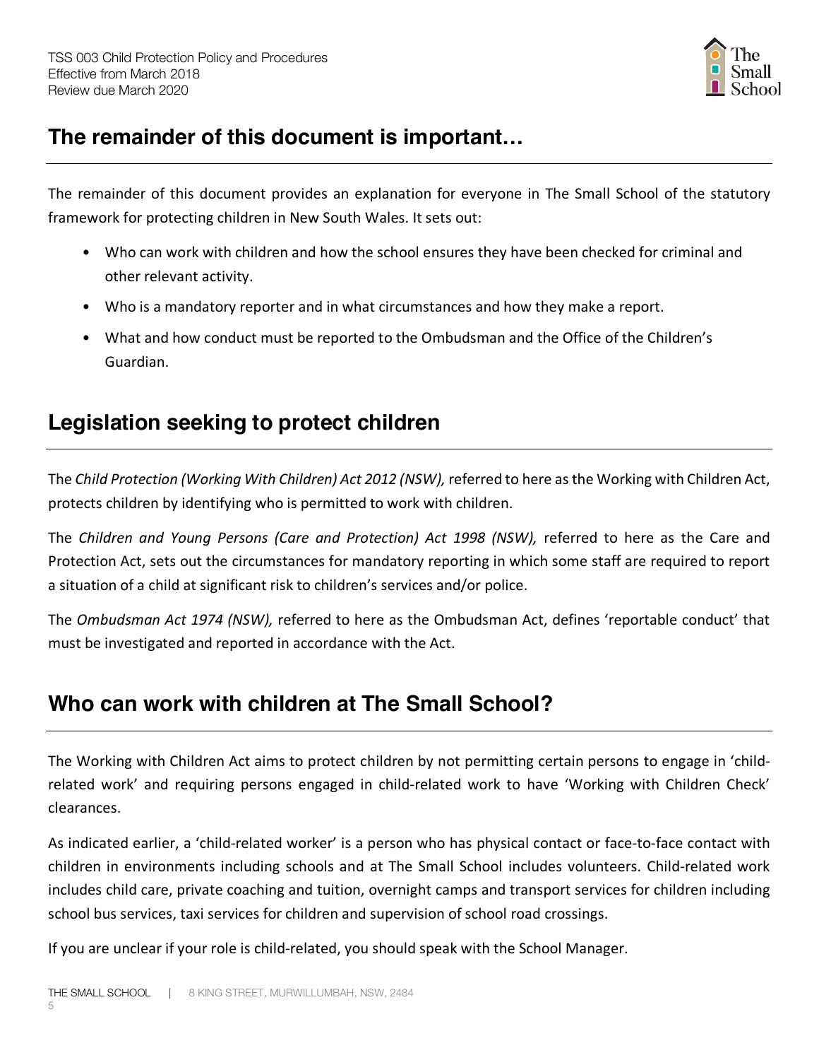## The remainder of this document is important…

The remainder of this document provides an explanation for everyone in The Small School of the statutory framework for protecting children in New South Wales. It sets out:

- Who can work with children and how the school ensures they have been checked for criminal and other relevant activity.
- Who is a mandatory reporter and in what circumstances and how they make a report.
- What and how conduct must be reported to the Ombudsman and the Office of the Children's Guardian.

## Legislation seeking to protect children

The *Child Protection (Working With Children) Act 2012 (NSW),* referred to here as the Working with Children Act, protects children by identifying who is permitted to work with children.

The *Children and Young Persons (Care and Protection) Act 1998 (NSW),* referred to here as the Care and Protection Act, sets out the circumstances for mandatory reporting in which some staff are required to report a situation of a child at significant risk to children's services and/or police.

The *Ombudsman Act 1974 (NSW),* referred to here as the Ombudsman Act, defines 'reportable conduct' that must be investigated and reported in accordance with the Act.

## Who can work with children at The Small School?

The Working with Children Act aims to protect children by not permitting certain persons to engage in 'child-related work' and requiring persons engaged in child-related work to have 'Working with Children Check' clearances.

As indicated earlier, a 'child-related worker' is a person who has physical contact or face-to-face contact with children in environments including schools and at The Small School includes volunteers. Child-related work includes child care, private coaching and tuition, overnight camps and transport services for children including school bus services, taxi services for children and supervision of school road crossings.

If you are unclear if your role is child-related, you should speak with the School Manager.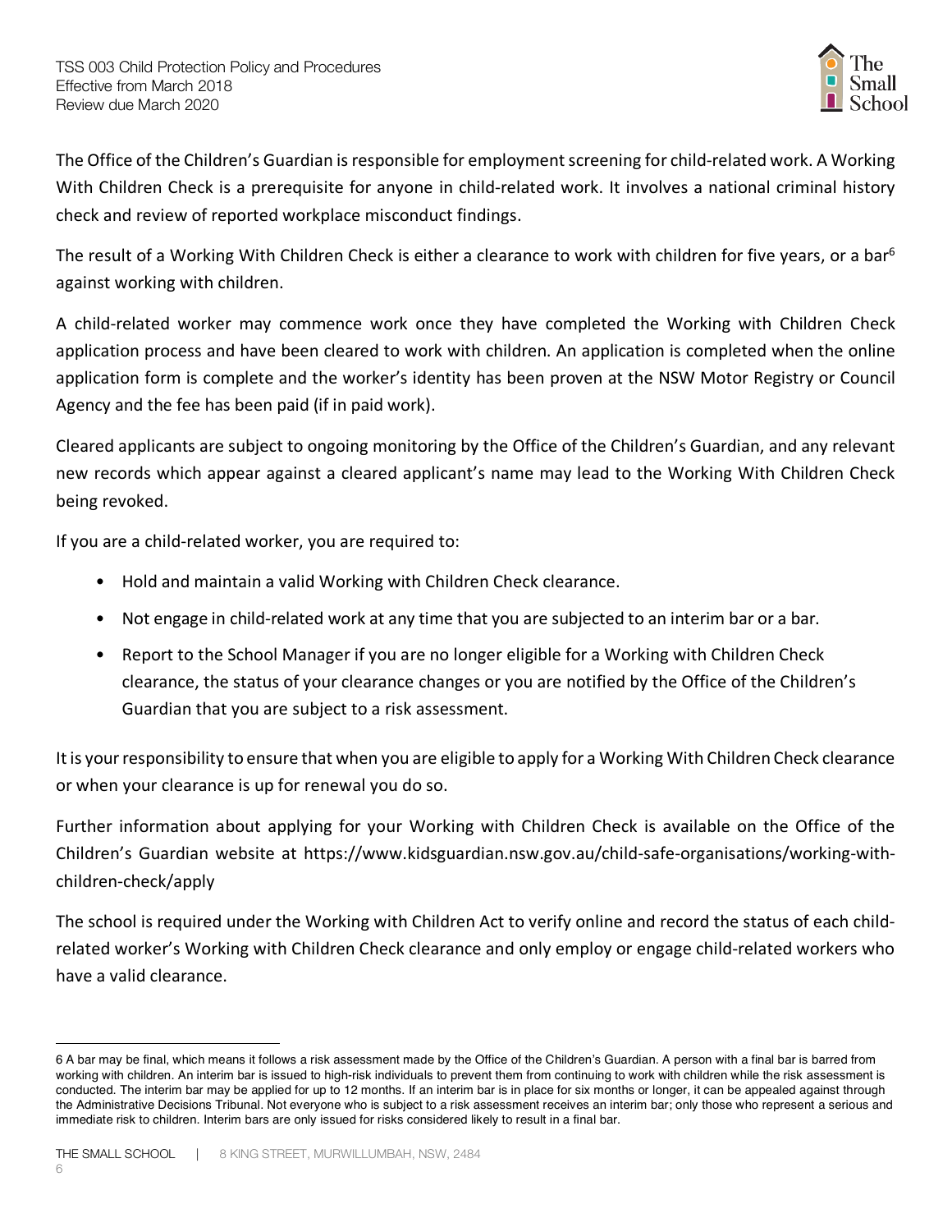The Office of the Children's Guardian is responsible for employment screening for child-related work. A Working With Children Check is a prerequisite for anyone in child-related work. It involves a national criminal history check and review of reported workplace misconduct findings.

The result of a Working With Children Check is either a clearance to work with children for five years, or a bar[6] against working with children.

A child-related worker may commence work once they have completed the Working with Children Check application process and have been cleared to work with children. An application is completed when the online application form is complete and the worker's identity has been proven at the NSW Motor Registry or Council Agency and the fee has been paid (if in paid work).

Cleared applicants are subject to ongoing monitoring by the Office of the Children's Guardian, and any relevant new records which appear against a cleared applicant's name may lead to the Working With Children Check being revoked.

If you are a child-related worker, you are required to:

- Hold and maintain a valid Working with Children Check clearance.
- Not engage in child-related work at any time that you are subjected to an interim bar or a bar.
- Report to the School Manager if you are no longer eligible for a Working with Children Check clearance, the status of your clearance changes or you are notified by the Office of the Children's Guardian that you are subject to a risk assessment.

It is your responsibility to ensure that when you are eligible to apply for a Working With Children Check clearance or when your clearance is up for renewal you do so.

Further information about applying for your Working with Children Check is available on the Office of the Children's Guardian website at https://www.kidsguardian.nsw.gov.au/child-safe-organisations/working-with-children-check/apply

The school is required under the Working with Children Act to verify online and record the status of each child-related worker's Working with Children Check clearance and only employ or engage child-related workers who have a valid clearance.

---

6 A bar may be final, which means it follows a risk assessment made by the Office of the Children's Guardian. A person with a final bar is barred from working with children. An interim bar is issued to high-risk individuals to prevent them from continuing to work with children while the risk assessment is conducted. The interim bar may be applied for up to 12 months. If an interim bar is in place for six months or longer, it can be appealed against through the Administrative Decisions Tribunal. Not everyone who is subject to a risk assessment receives an interim bar; only those who represent a serious and immediate risk to children. Interim bars are only issued for risks considered likely to result in a final bar.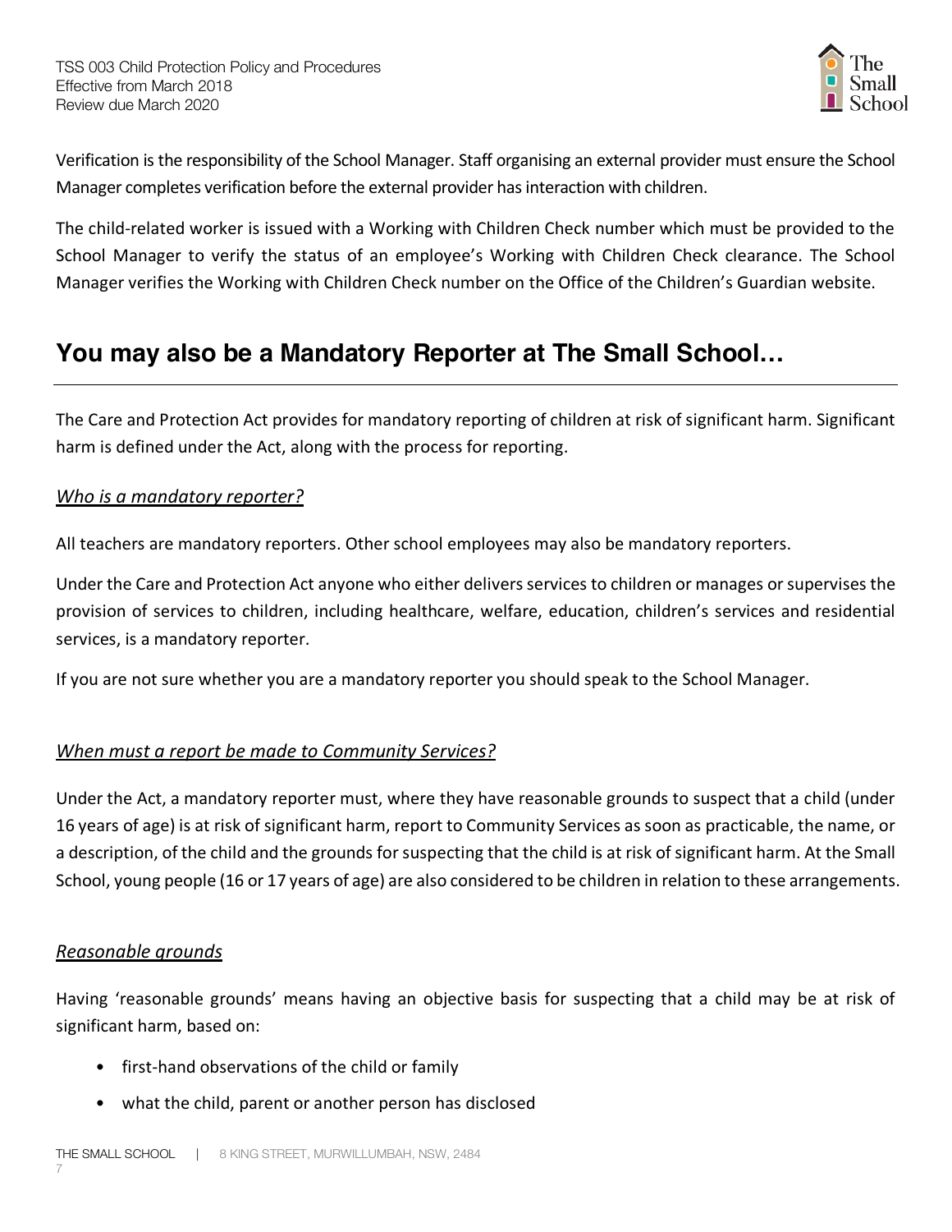Verification is the responsibility of the School Manager. Staff organising an external provider must ensure the School Manager completes verification before the external provider has interaction with children.

The child-related worker is issued with a Working with Children Check number which must be provided to the School Manager to verify the status of an employee's Working with Children Check clearance. The School Manager verifies the Working with Children Check number on the Office of the Children's Guardian website.

## You may also be a Mandatory Reporter at The Small School…

The Care and Protection Act provides for mandatory reporting of children at risk of significant harm. Significant harm is defined under the Act, along with the process for reporting.

### *Who is a mandatory reporter?*

All teachers are mandatory reporters. Other school employees may also be mandatory reporters.

Under the Care and Protection Act anyone who either delivers services to children or manages or supervises the provision of services to children, including healthcare, welfare, education, children's services and residential services, is a mandatory reporter.

If you are not sure whether you are a mandatory reporter you should speak to the School Manager.

### *When must a report be made to Community Services?*

Under the Act, a mandatory reporter must, where they have reasonable grounds to suspect that a child (under 16 years of age) is at risk of significant harm, report to Community Services as soon as practicable, the name, or a description, of the child and the grounds for suspecting that the child is at risk of significant harm. At the Small School, young people (16 or 17 years of age) are also considered to be children in relation to these arrangements.

### *Reasonable grounds*

Having 'reasonable grounds' means having an objective basis for suspecting that a child may be at risk of significant harm, based on:

- first-hand observations of the child or family
- what the child, parent or another person has disclosed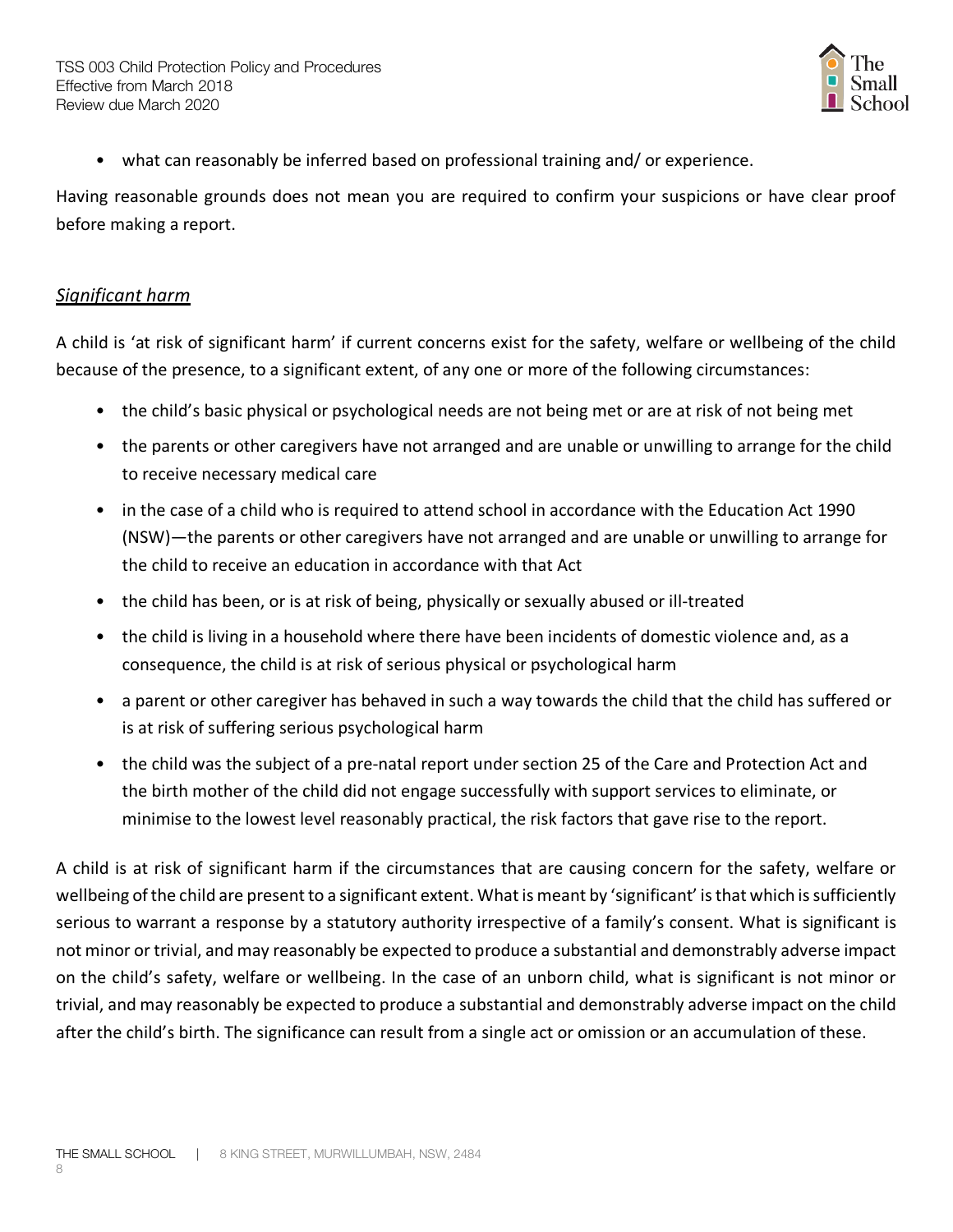- what can reasonably be inferred based on professional training and/ or experience.

Having reasonable grounds does not mean you are required to confirm your suspicions or have clear proof before making a report.

### *Significant harm*

A child is 'at risk of significant harm' if current concerns exist for the safety, welfare or wellbeing of the child because of the presence, to a significant extent, of any one or more of the following circumstances:

- the child's basic physical or psychological needs are not being met or are at risk of not being met
- the parents or other caregivers have not arranged and are unable or unwilling to arrange for the child to receive necessary medical care
- in the case of a child who is required to attend school in accordance with the Education Act 1990 (NSW)—the parents or other caregivers have not arranged and are unable or unwilling to arrange for the child to receive an education in accordance with that Act
- the child has been, or is at risk of being, physically or sexually abused or ill-treated
- the child is living in a household where there have been incidents of domestic violence and, as a consequence, the child is at risk of serious physical or psychological harm
- a parent or other caregiver has behaved in such a way towards the child that the child has suffered or is at risk of suffering serious psychological harm
- the child was the subject of a pre-natal report under section 25 of the Care and Protection Act and the birth mother of the child did not engage successfully with support services to eliminate, or minimise to the lowest level reasonably practical, the risk factors that gave rise to the report.

A child is at risk of significant harm if the circumstances that are causing concern for the safety, welfare or wellbeing of the child are present to a significant extent. What is meant by 'significant' is that which is sufficiently serious to warrant a response by a statutory authority irrespective of a family's consent. What is significant is not minor or trivial, and may reasonably be expected to produce a substantial and demonstrably adverse impact on the child's safety, welfare or wellbeing. In the case of an unborn child, what is significant is not minor or trivial, and may reasonably be expected to produce a substantial and demonstrably adverse impact on the child after the child's birth. The significance can result from a single act or omission or an accumulation of these.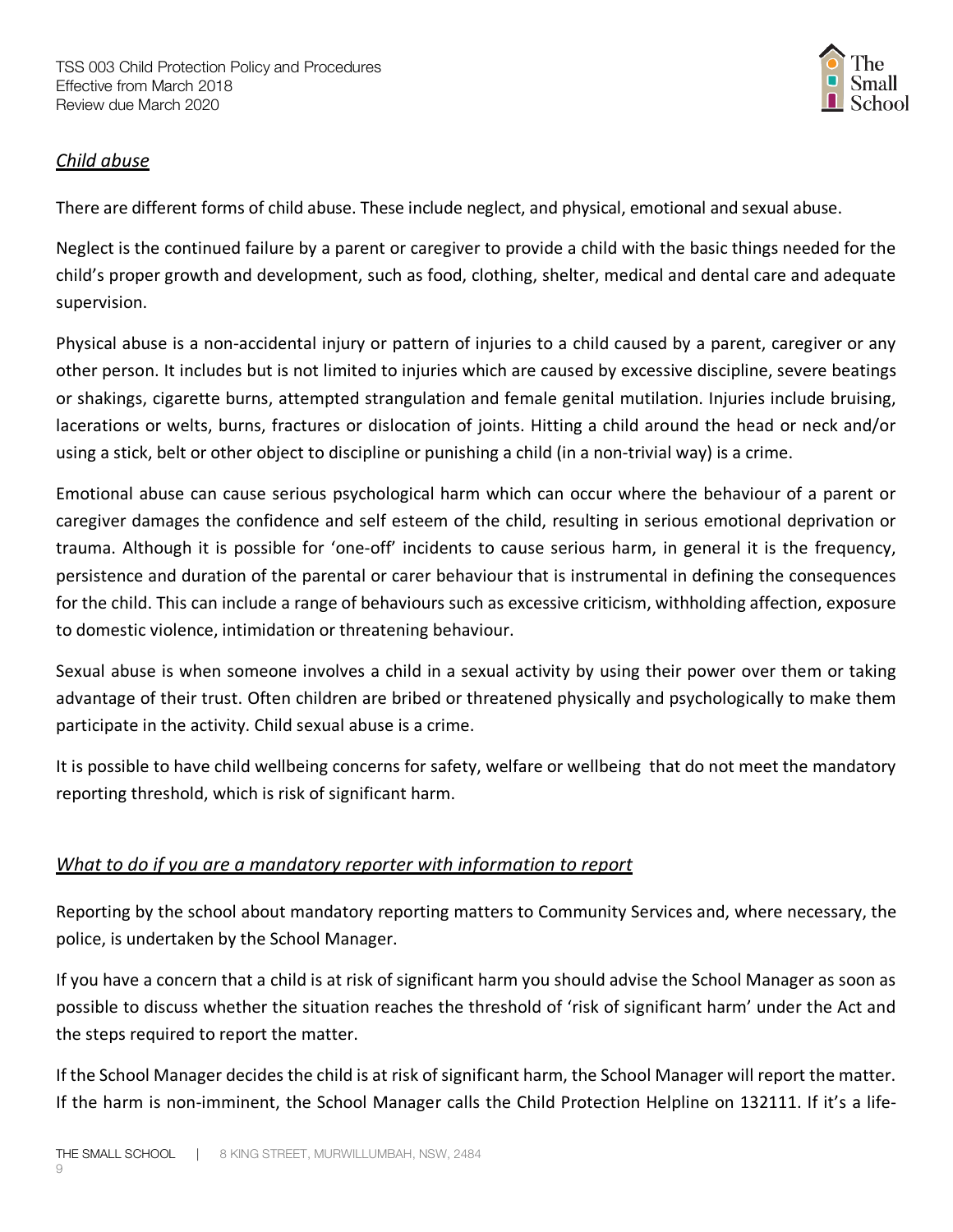## *Child abuse*

There are different forms of child abuse. These include neglect, and physical, emotional and sexual abuse.

Neglect is the continued failure by a parent or caregiver to provide a child with the basic things needed for the child's proper growth and development, such as food, clothing, shelter, medical and dental care and adequate supervision.

Physical abuse is a non-accidental injury or pattern of injuries to a child caused by a parent, caregiver or any other person. It includes but is not limited to injuries which are caused by excessive discipline, severe beatings or shakings, cigarette burns, attempted strangulation and female genital mutilation. Injuries include bruising, lacerations or welts, burns, fractures or dislocation of joints. Hitting a child around the head or neck and/or using a stick, belt or other object to discipline or punishing a child (in a non-trivial way) is a crime.

Emotional abuse can cause serious psychological harm which can occur where the behaviour of a parent or caregiver damages the confidence and self esteem of the child, resulting in serious emotional deprivation or trauma. Although it is possible for 'one-off' incidents to cause serious harm, in general it is the frequency, persistence and duration of the parental or carer behaviour that is instrumental in defining the consequences for the child. This can include a range of behaviours such as excessive criticism, withholding affection, exposure to domestic violence, intimidation or threatening behaviour.

Sexual abuse is when someone involves a child in a sexual activity by using their power over them or taking advantage of their trust. Often children are bribed or threatened physically and psychologically to make them participate in the activity. Child sexual abuse is a crime.

It is possible to have child wellbeing concerns for safety, welfare or wellbeing that do not meet the mandatory reporting threshold, which is risk of significant harm.

## *What to do if you are a mandatory reporter with information to report*

Reporting by the school about mandatory reporting matters to Community Services and, where necessary, the police, is undertaken by the School Manager.

If you have a concern that a child is at risk of significant harm you should advise the School Manager as soon as possible to discuss whether the situation reaches the threshold of 'risk of significant harm' under the Act and the steps required to report the matter.

If the School Manager decides the child is at risk of significant harm, the School Manager will report the matter. If the harm is non-imminent, the School Manager calls the Child Protection Helpline on 132111. If it's a life-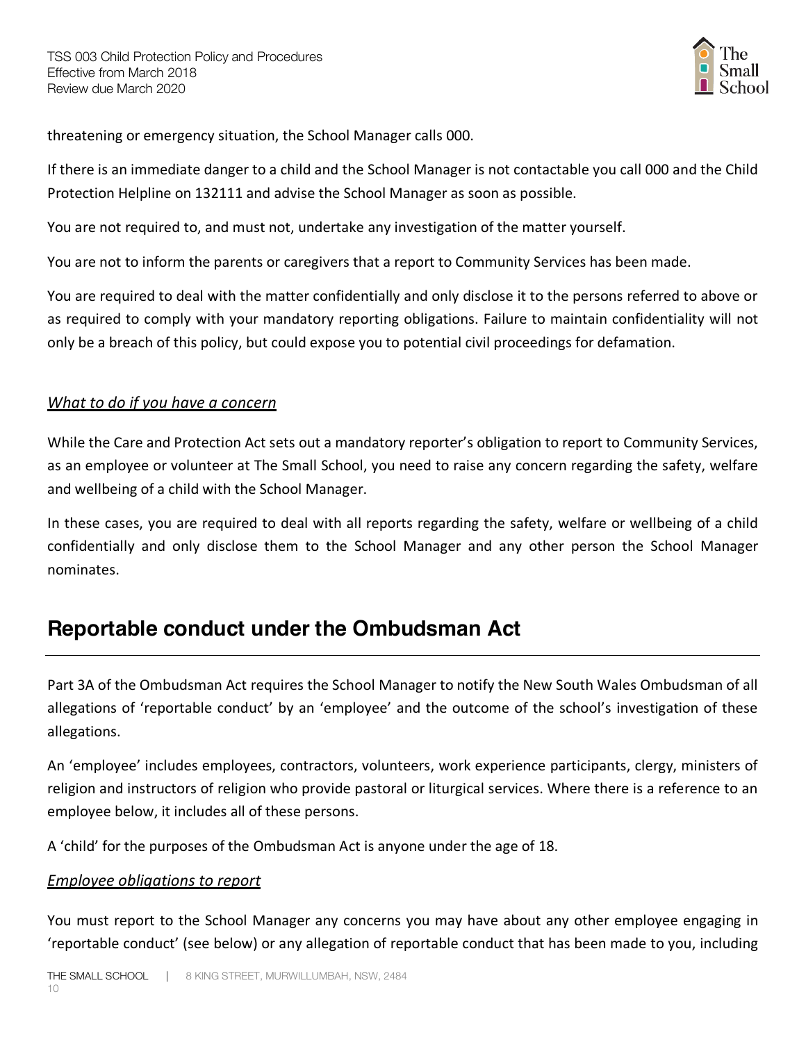threatening or emergency situation, the School Manager calls 000.

If there is an immediate danger to a child and the School Manager is not contactable you call 000 and the Child Protection Helpline on 132111 and advise the School Manager as soon as possible.

You are not required to, and must not, undertake any investigation of the matter yourself.

You are not to inform the parents or caregivers that a report to Community Services has been made.

You are required to deal with the matter confidentially and only disclose it to the persons referred to above or as required to comply with your mandatory reporting obligations. Failure to maintain confidentiality will not only be a breach of this policy, but could expose you to potential civil proceedings for defamation.

### *What to do if you have a concern*

While the Care and Protection Act sets out a mandatory reporter's obligation to report to Community Services, as an employee or volunteer at The Small School, you need to raise any concern regarding the safety, welfare and wellbeing of a child with the School Manager.

In these cases, you are required to deal with all reports regarding the safety, welfare or wellbeing of a child confidentially and only disclose them to the School Manager and any other person the School Manager nominates.

## Reportable conduct under the Ombudsman Act

Part 3A of the Ombudsman Act requires the School Manager to notify the New South Wales Ombudsman of all allegations of 'reportable conduct' by an 'employee' and the outcome of the school's investigation of these allegations.

An 'employee' includes employees, contractors, volunteers, work experience participants, clergy, ministers of religion and instructors of religion who provide pastoral or liturgical services. Where there is a reference to an employee below, it includes all of these persons.

A 'child' for the purposes of the Ombudsman Act is anyone under the age of 18.

### *Employee obligations to report*

You must report to the School Manager any concerns you may have about any other employee engaging in 'reportable conduct' (see below) or any allegation of reportable conduct that has been made to you, including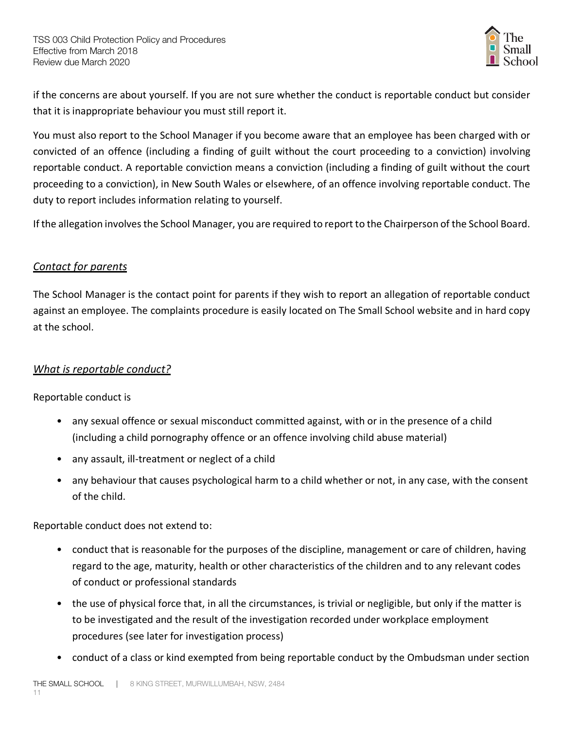if the concerns are about yourself. If you are not sure whether the conduct is reportable conduct but consider that it is inappropriate behaviour you must still report it.

You must also report to the School Manager if you become aware that an employee has been charged with or convicted of an offence (including a finding of guilt without the court proceeding to a conviction) involving reportable conduct. A reportable conviction means a conviction (including a finding of guilt without the court proceeding to a conviction), in New South Wales or elsewhere, of an offence involving reportable conduct. The duty to report includes information relating to yourself.

If the allegation involves the School Manager, you are required to report to the Chairperson of the School Board.

### *Contact for parents*

The School Manager is the contact point for parents if they wish to report an allegation of reportable conduct against an employee. The complaints procedure is easily located on The Small School website and in hard copy at the school.

### *What is reportable conduct?*

Reportable conduct is

- any sexual offence or sexual misconduct committed against, with or in the presence of a child (including a child pornography offence or an offence involving child abuse material)
- any assault, ill-treatment or neglect of a child
- any behaviour that causes psychological harm to a child whether or not, in any case, with the consent of the child.

Reportable conduct does not extend to:

- conduct that is reasonable for the purposes of the discipline, management or care of children, having regard to the age, maturity, health or other characteristics of the children and to any relevant codes of conduct or professional standards
- the use of physical force that, in all the circumstances, is trivial or negligible, but only if the matter is to be investigated and the result of the investigation recorded under workplace employment procedures (see later for investigation process)
- conduct of a class or kind exempted from being reportable conduct by the Ombudsman under section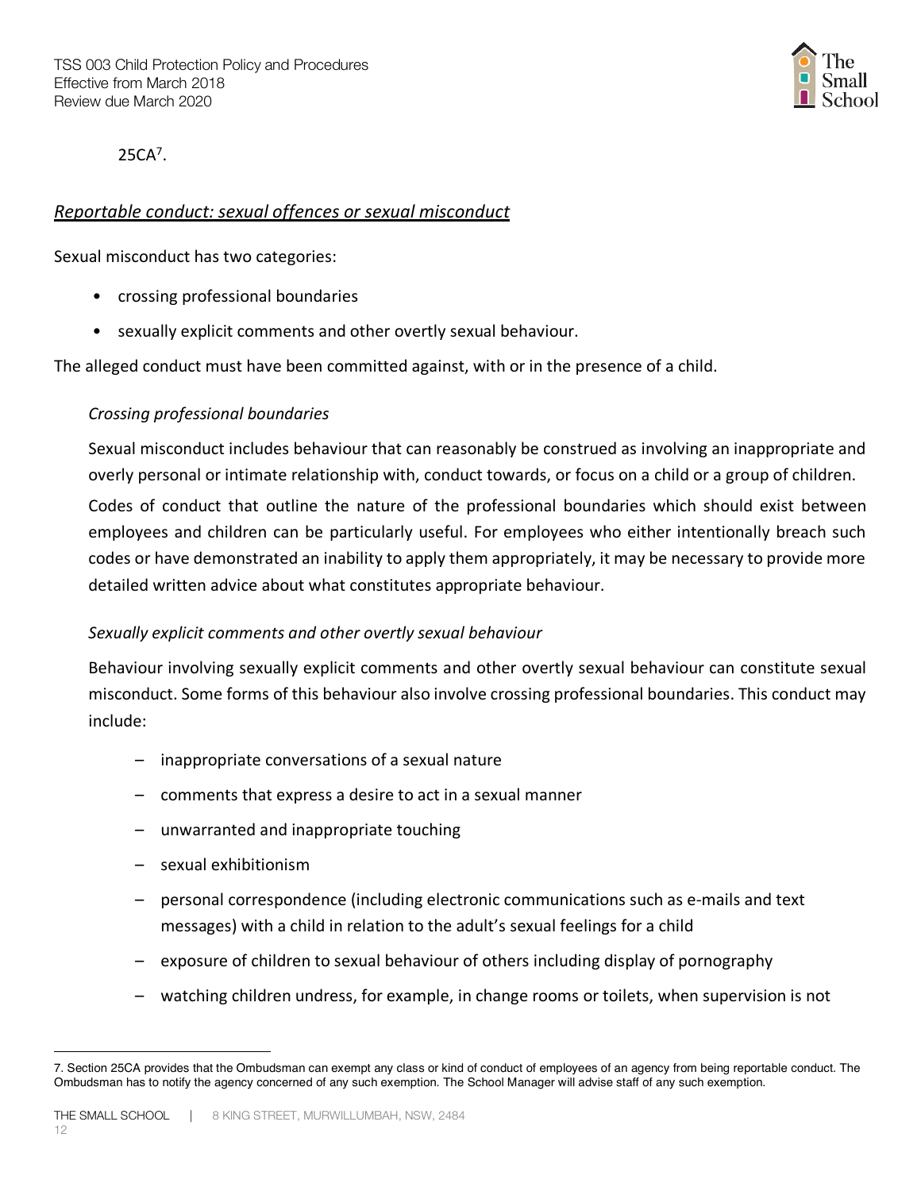25CA[7].

## *Reportable conduct: sexual offences or sexual misconduct*

Sexual misconduct has two categories:

- crossing professional boundaries
- sexually explicit comments and other overtly sexual behaviour.

The alleged conduct must have been committed against, with or in the presence of a child.

### *Crossing professional boundaries*

Sexual misconduct includes behaviour that can reasonably be construed as involving an inappropriate and overly personal or intimate relationship with, conduct towards, or focus on a child or a group of children.

Codes of conduct that outline the nature of the professional boundaries which should exist between employees and children can be particularly useful. For employees who either intentionally breach such codes or have demonstrated an inability to apply them appropriately, it may be necessary to provide more detailed written advice about what constitutes appropriate behaviour.

### *Sexually explicit comments and other overtly sexual behaviour*

Behaviour involving sexually explicit comments and other overtly sexual behaviour can constitute sexual misconduct. Some forms of this behaviour also involve crossing professional boundaries. This conduct may include:

- inappropriate conversations of a sexual nature
- comments that express a desire to act in a sexual manner
- unwarranted and inappropriate touching
- sexual exhibitionism
- personal correspondence (including electronic communications such as e-mails and text messages) with a child in relation to the adult's sexual feelings for a child
- exposure of children to sexual behaviour of others including display of pornography
- watching children undress, for example, in change rooms or toilets, when supervision is not

---

7. Section 25CA provides that the Ombudsman can exempt any class or kind of conduct of employees of an agency from being reportable conduct. The Ombudsman has to notify the agency concerned of any such exemption. The School Manager will advise staff of any such exemption.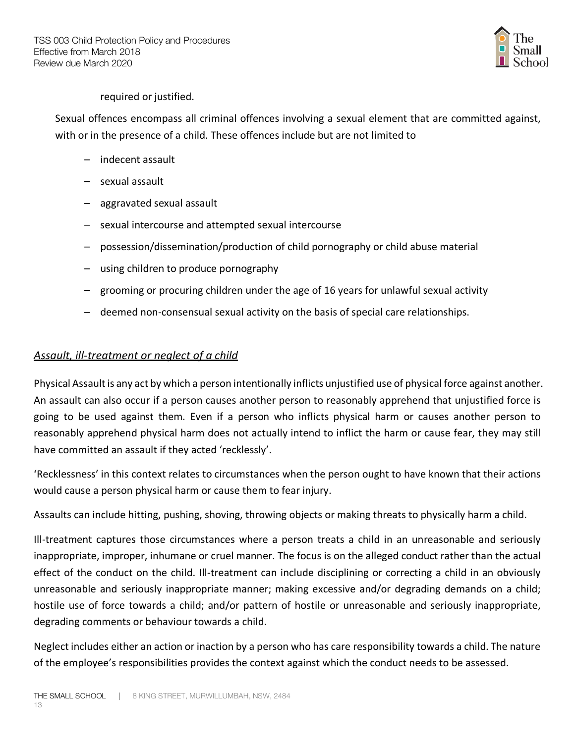required or justified.

Sexual offences encompass all criminal offences involving a sexual element that are committed against, with or in the presence of a child. These offences include but are not limited to

- indecent assault
- sexual assault
- aggravated sexual assault
- sexual intercourse and attempted sexual intercourse
- possession/dissemination/production of child pornography or child abuse material
- using children to produce pornography
- grooming or procuring children under the age of 16 years for unlawful sexual activity
- deemed non-consensual sexual activity on the basis of special care relationships.

## *Assault, ill-treatment or neglect of a child*

Physical Assault is any act by which a person intentionally inflicts unjustified use of physical force against another. An assault can also occur if a person causes another person to reasonably apprehend that unjustified force is going to be used against them. Even if a person who inflicts physical harm or causes another person to reasonably apprehend physical harm does not actually intend to inflict the harm or cause fear, they may still have committed an assault if they acted 'recklessly'.

'Recklessness' in this context relates to circumstances when the person ought to have known that their actions would cause a person physical harm or cause them to fear injury.

Assaults can include hitting, pushing, shoving, throwing objects or making threats to physically harm a child.

Ill-treatment captures those circumstances where a person treats a child in an unreasonable and seriously inappropriate, improper, inhumane or cruel manner. The focus is on the alleged conduct rather than the actual effect of the conduct on the child. Ill-treatment can include disciplining or correcting a child in an obviously unreasonable and seriously inappropriate manner; making excessive and/or degrading demands on a child; hostile use of force towards a child; and/or pattern of hostile or unreasonable and seriously inappropriate, degrading comments or behaviour towards a child.

Neglect includes either an action or inaction by a person who has care responsibility towards a child. The nature of the employee's responsibilities provides the context against which the conduct needs to be assessed.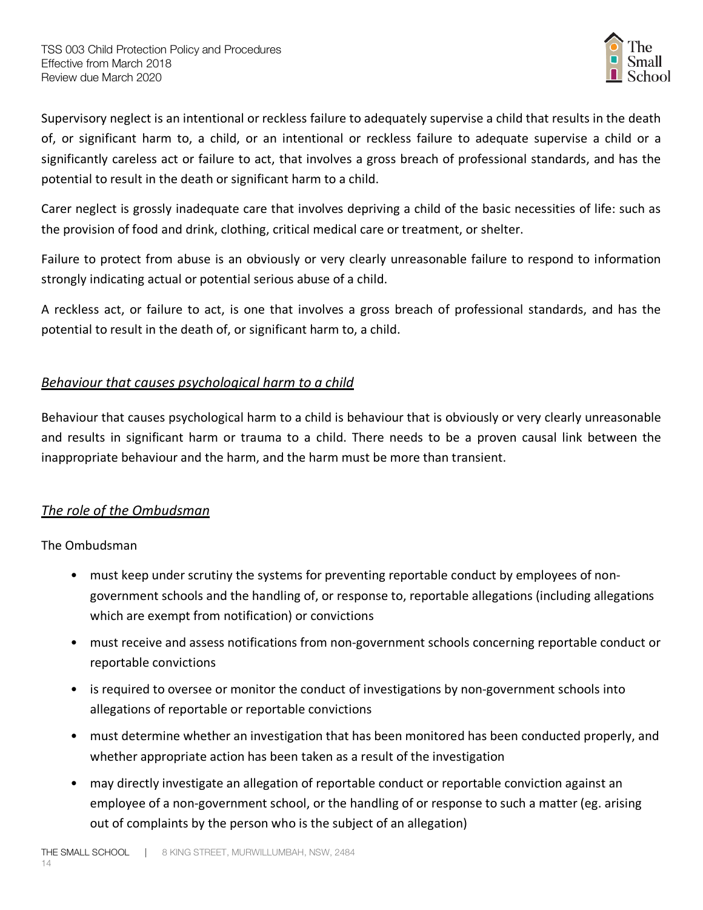Supervisory neglect is an intentional or reckless failure to adequately supervise a child that results in the death of, or significant harm to, a child, or an intentional or reckless failure to adequate supervise a child or a significantly careless act or failure to act, that involves a gross breach of professional standards, and has the potential to result in the death or significant harm to a child.

Carer neglect is grossly inadequate care that involves depriving a child of the basic necessities of life: such as the provision of food and drink, clothing, critical medical care or treatment, or shelter.

Failure to protect from abuse is an obviously or very clearly unreasonable failure to respond to information strongly indicating actual or potential serious abuse of a child.

A reckless act, or failure to act, is one that involves a gross breach of professional standards, and has the potential to result in the death of, or significant harm to, a child.

### *Behaviour that causes psychological harm to a child*

Behaviour that causes psychological harm to a child is behaviour that is obviously or very clearly unreasonable and results in significant harm or trauma to a child. There needs to be a proven causal link between the inappropriate behaviour and the harm, and the harm must be more than transient.

### *The role of the Ombudsman*

The Ombudsman

- must keep under scrutiny the systems for preventing reportable conduct by employees of non-government schools and the handling of, or response to, reportable allegations (including allegations which are exempt from notification) or convictions
- must receive and assess notifications from non-government schools concerning reportable conduct or reportable convictions
- is required to oversee or monitor the conduct of investigations by non-government schools into allegations of reportable or reportable convictions
- must determine whether an investigation that has been monitored has been conducted properly, and whether appropriate action has been taken as a result of the investigation
- may directly investigate an allegation of reportable conduct or reportable conviction against an employee of a non-government school, or the handling of or response to such a matter (eg. arising out of complaints by the person who is the subject of an allegation)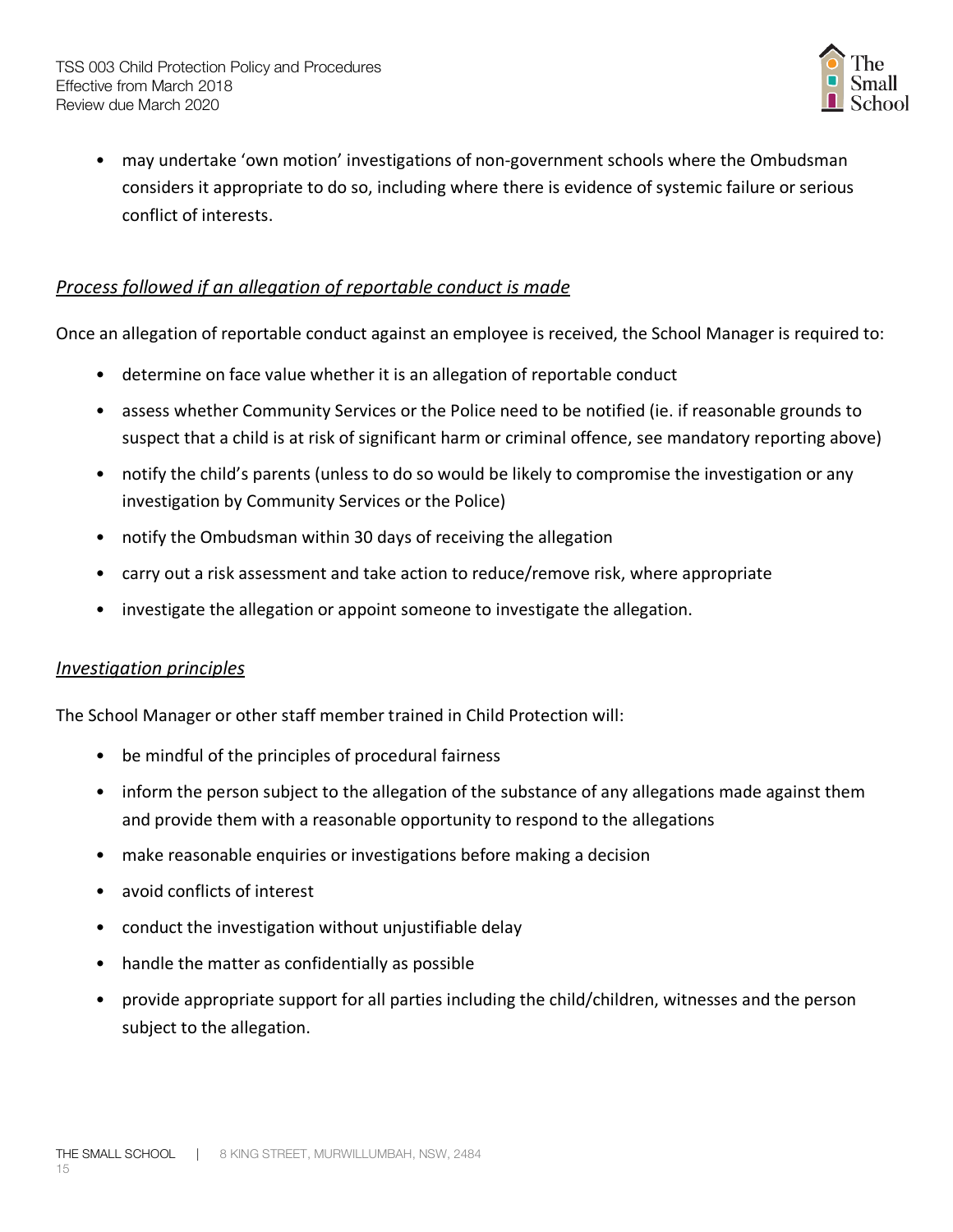- may undertake 'own motion' investigations of non-government schools where the Ombudsman considers it appropriate to do so, including where there is evidence of systemic failure or serious conflict of interests.

*Process followed if an allegation of reportable conduct is made*

Once an allegation of reportable conduct against an employee is received, the School Manager is required to:

- determine on face value whether it is an allegation of reportable conduct
- assess whether Community Services or the Police need to be notified (ie. if reasonable grounds to suspect that a child is at risk of significant harm or criminal offence, see mandatory reporting above)
- notify the child's parents (unless to do so would be likely to compromise the investigation or any investigation by Community Services or the Police)
- notify the Ombudsman within 30 days of receiving the allegation
- carry out a risk assessment and take action to reduce/remove risk, where appropriate
- investigate the allegation or appoint someone to investigate the allegation.

*Investigation principles*

The School Manager or other staff member trained in Child Protection will:

- be mindful of the principles of procedural fairness
- inform the person subject to the allegation of the substance of any allegations made against them and provide them with a reasonable opportunity to respond to the allegations
- make reasonable enquiries or investigations before making a decision
- avoid conflicts of interest
- conduct the investigation without unjustifiable delay
- handle the matter as confidentially as possible
- provide appropriate support for all parties including the child/children, witnesses and the person subject to the allegation.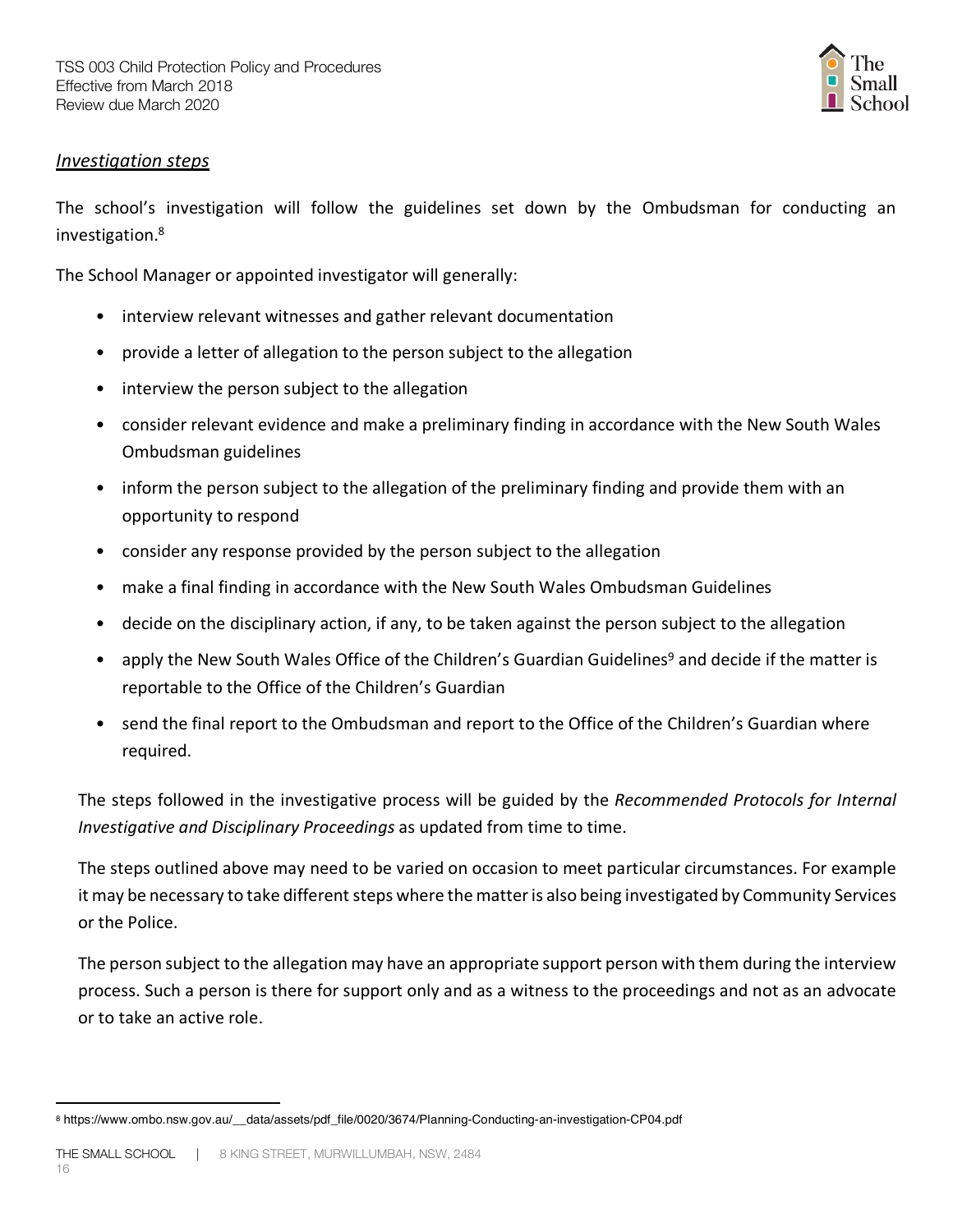### *Investigation steps*

The school's investigation will follow the guidelines set down by the Ombudsman for conducting an investigation.[8]

The School Manager or appointed investigator will generally:

- interview relevant witnesses and gather relevant documentation
- provide a letter of allegation to the person subject to the allegation
- interview the person subject to the allegation
- consider relevant evidence and make a preliminary finding in accordance with the New South Wales Ombudsman guidelines
- inform the person subject to the allegation of the preliminary finding and provide them with an opportunity to respond
- consider any response provided by the person subject to the allegation
- make a final finding in accordance with the New South Wales Ombudsman Guidelines
- decide on the disciplinary action, if any, to be taken against the person subject to the allegation
- apply the New South Wales Office of the Children's Guardian Guidelines[9] and decide if the matter is reportable to the Office of the Children's Guardian
- send the final report to the Ombudsman and report to the Office of the Children's Guardian where required.

The steps followed in the investigative process will be guided by the *Recommended Protocols for Internal Investigative and Disciplinary Proceedings* as updated from time to time.

The steps outlined above may need to be varied on occasion to meet particular circumstances. For example it may be necessary to take different steps where the matter is also being investigated by Community Services or the Police.

The person subject to the allegation may have an appropriate support person with them during the interview process. Such a person is there for support only and as a witness to the proceedings and not as an advocate or to take an active role.

---

[8] https://www.ombo.nsw.gov.au/__data/assets/pdf_file/0020/3674/Planning-Conducting-an-investigation-CP04.pdf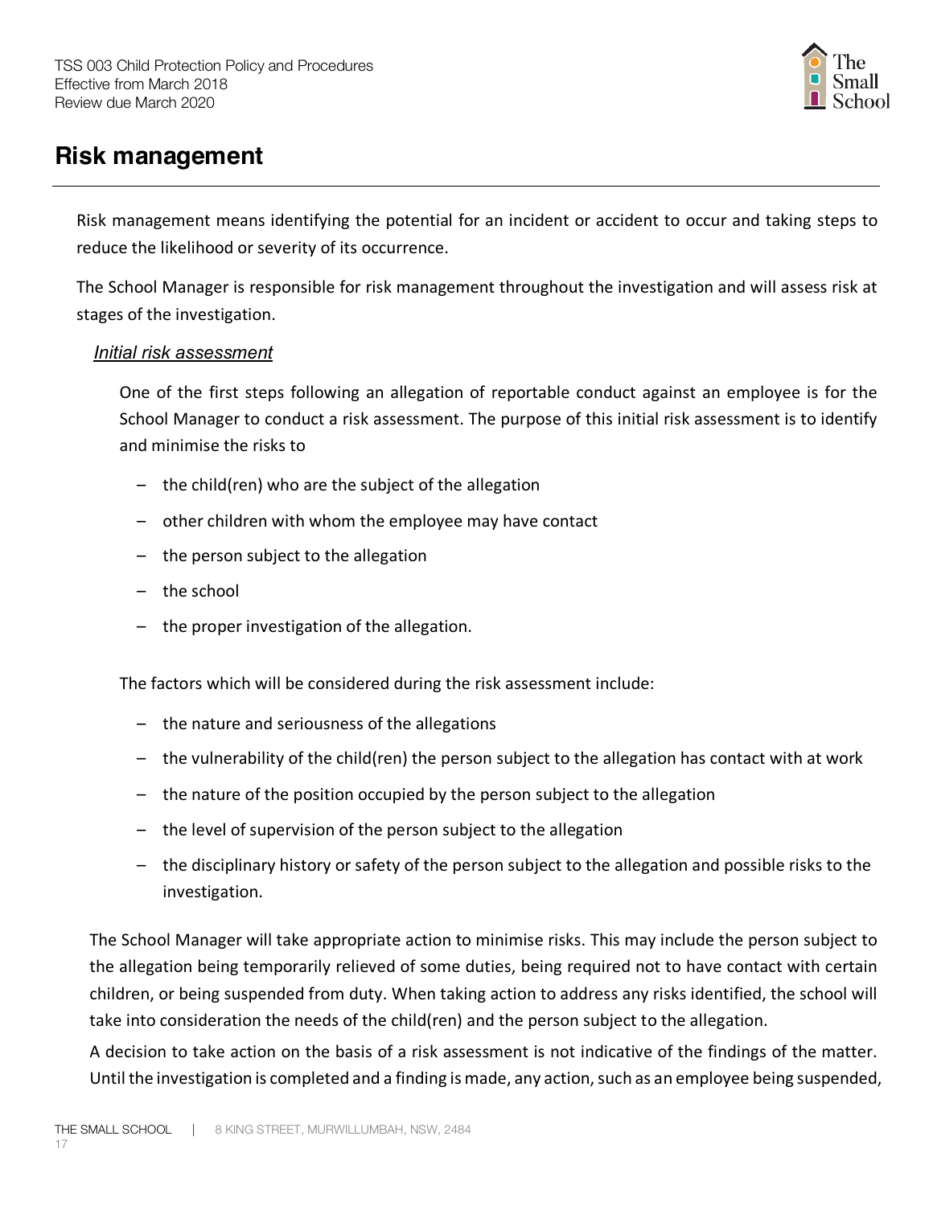## Risk management

Risk management means identifying the potential for an incident or accident to occur and taking steps to reduce the likelihood or severity of its occurrence.

The School Manager is responsible for risk management throughout the investigation and will assess risk at stages of the investigation.

### *Initial risk assessment*

One of the first steps following an allegation of reportable conduct against an employee is for the School Manager to conduct a risk assessment. The purpose of this initial risk assessment is to identify and minimise the risks to

- the child(ren) who are the subject of the allegation
- other children with whom the employee may have contact
- the person subject to the allegation
- the school
- the proper investigation of the allegation.

The factors which will be considered during the risk assessment include:

- the nature and seriousness of the allegations
- the vulnerability of the child(ren) the person subject to the allegation has contact with at work
- the nature of the position occupied by the person subject to the allegation
- the level of supervision of the person subject to the allegation
- the disciplinary history or safety of the person subject to the allegation and possible risks to the investigation.

The School Manager will take appropriate action to minimise risks. This may include the person subject to the allegation being temporarily relieved of some duties, being required not to have contact with certain children, or being suspended from duty. When taking action to address any risks identified, the school will take into consideration the needs of the child(ren) and the person subject to the allegation.

A decision to take action on the basis of a risk assessment is not indicative of the findings of the matter. Until the investigation is completed and a finding is made, any action, such as an employee being suspended,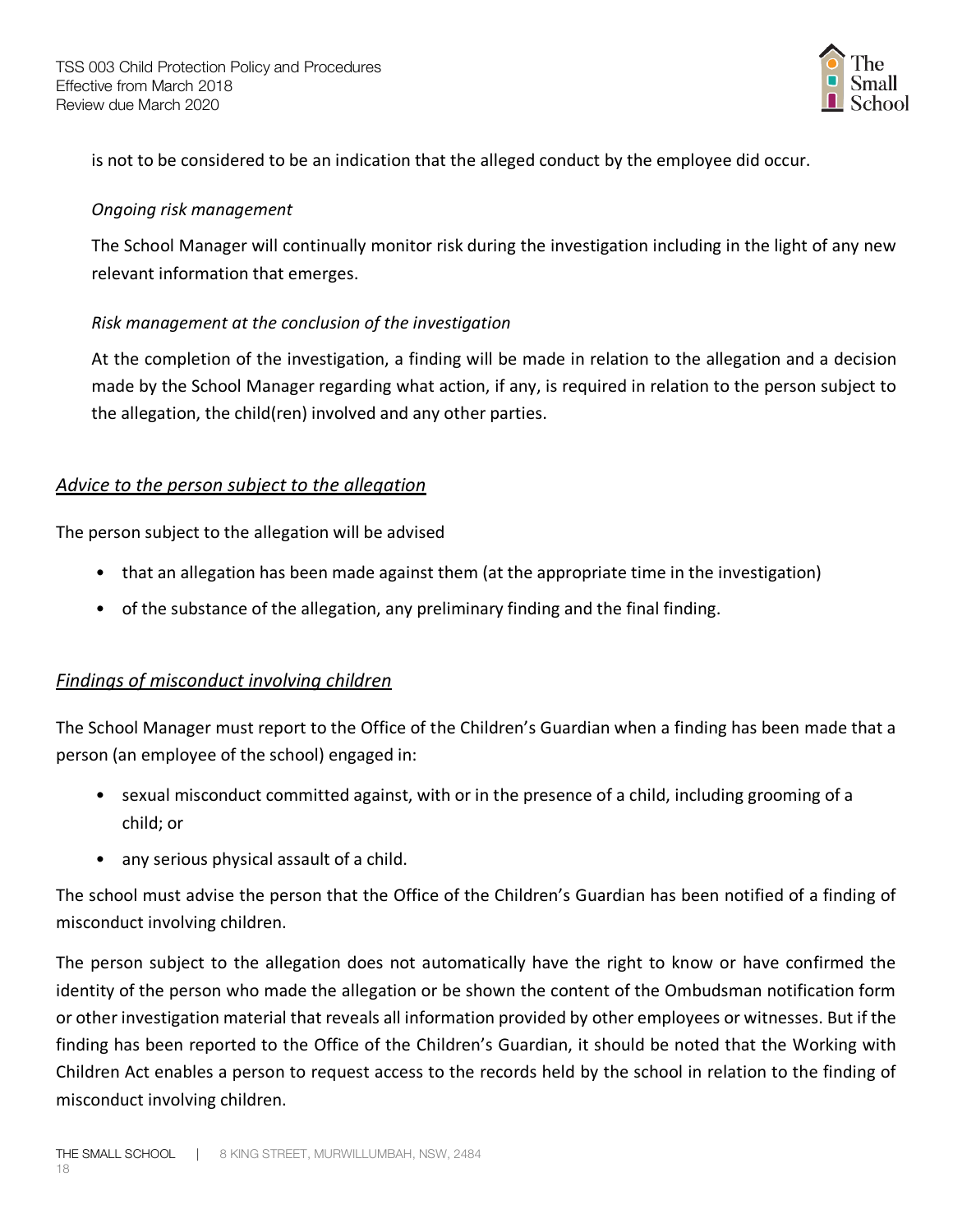is not to be considered to be an indication that the alleged conduct by the employee did occur.

*Ongoing risk management*

The School Manager will continually monitor risk during the investigation including in the light of any new relevant information that emerges.

*Risk management at the conclusion of the investigation*

At the completion of the investigation, a finding will be made in relation to the allegation and a decision made by the School Manager regarding what action, if any, is required in relation to the person subject to the allegation, the child(ren) involved and any other parties.

## *Advice to the person subject to the allegation*

The person subject to the allegation will be advised

- that an allegation has been made against them (at the appropriate time in the investigation)
- of the substance of the allegation, any preliminary finding and the final finding.

## *Findings of misconduct involving children*

The School Manager must report to the Office of the Children's Guardian when a finding has been made that a person (an employee of the school) engaged in:

- sexual misconduct committed against, with or in the presence of a child, including grooming of a child; or
- any serious physical assault of a child.

The school must advise the person that the Office of the Children's Guardian has been notified of a finding of misconduct involving children.

The person subject to the allegation does not automatically have the right to know or have confirmed the identity of the person who made the allegation or be shown the content of the Ombudsman notification form or other investigation material that reveals all information provided by other employees or witnesses. But if the finding has been reported to the Office of the Children's Guardian, it should be noted that the Working with Children Act enables a person to request access to the records held by the school in relation to the finding of misconduct involving children.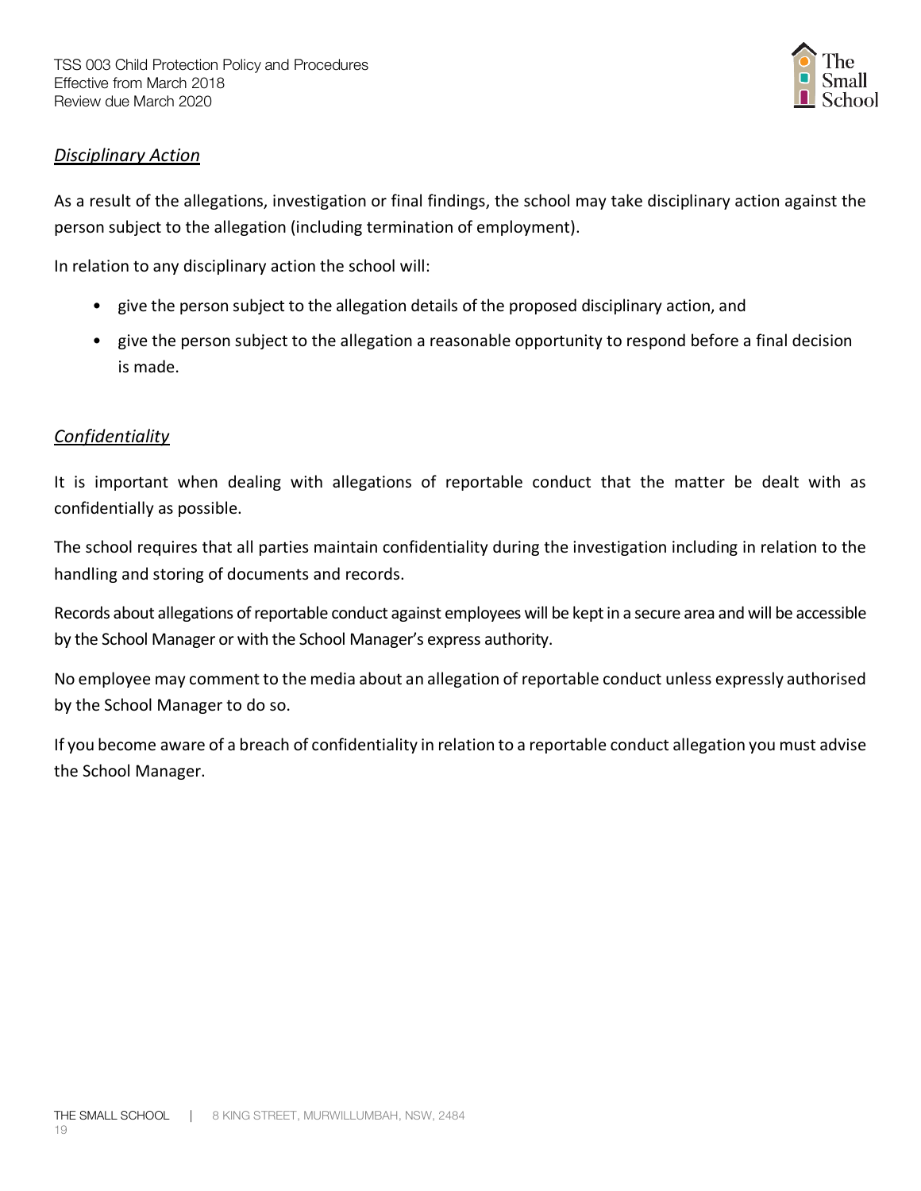*Disciplinary Action*

As a result of the allegations, investigation or final findings, the school may take disciplinary action against the person subject to the allegation (including termination of employment).

In relation to any disciplinary action the school will:

- give the person subject to the allegation details of the proposed disciplinary action, and
- give the person subject to the allegation a reasonable opportunity to respond before a final decision is made.

*Confidentiality*

It is important when dealing with allegations of reportable conduct that the matter be dealt with as confidentially as possible.

The school requires that all parties maintain confidentiality during the investigation including in relation to the handling and storing of documents and records.

Records about allegations of reportable conduct against employees will be kept in a secure area and will be accessible by the School Manager or with the School Manager's express authority.

No employee may comment to the media about an allegation of reportable conduct unless expressly authorised by the School Manager to do so.

If you become aware of a breach of confidentiality in relation to a reportable conduct allegation you must advise the School Manager.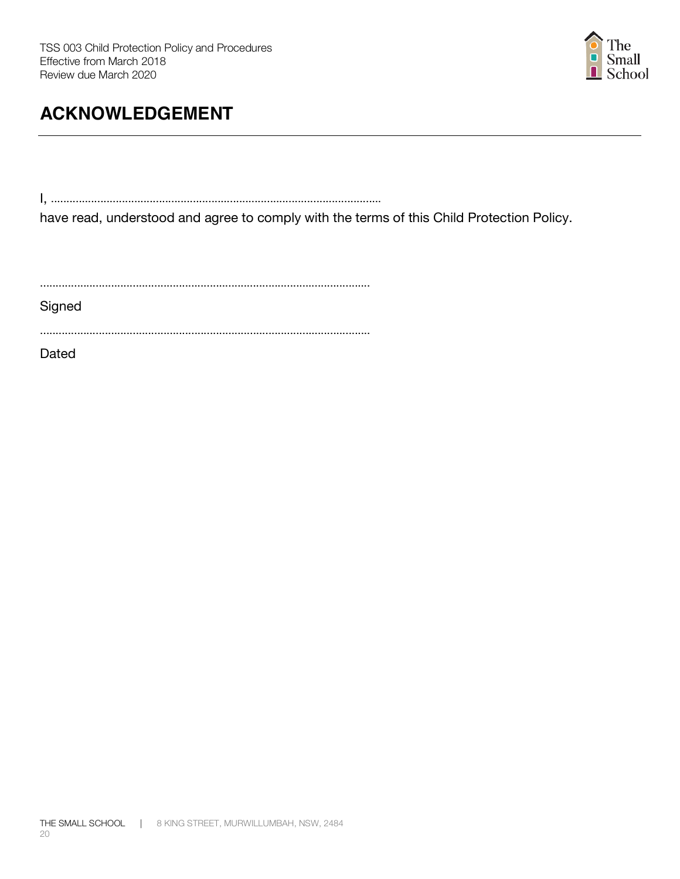## ACKNOWLEDGEMENT

I, ..........................................................................................................

have read, understood and agree to comply with the terms of this Child Protection Policy.

..........................................................................................................

Signed

..........................................................................................................

Dated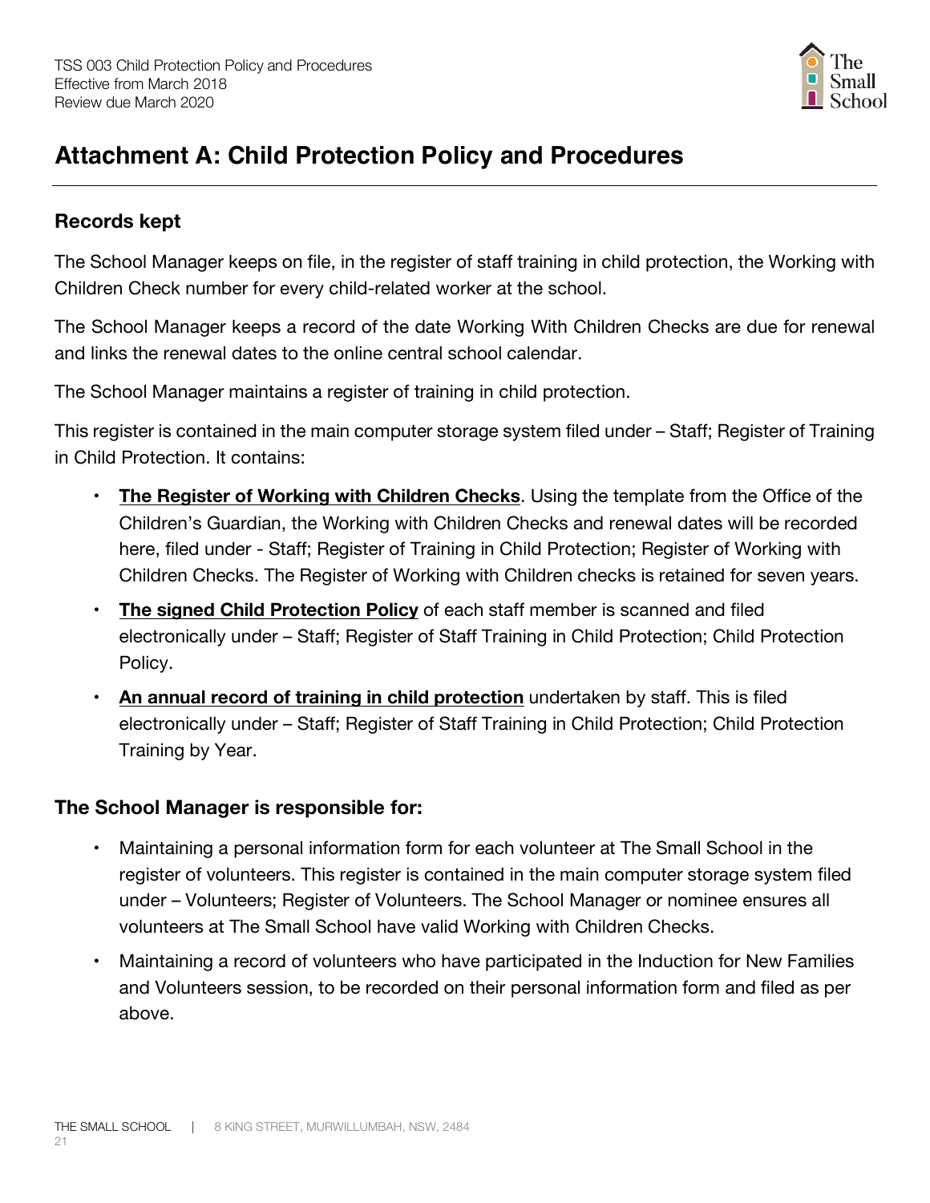# Attachment A: Child Protection Policy and Procedures

## Records kept

The School Manager keeps on file, in the register of staff training in child protection, the Working with Children Check number for every child-related worker at the school.

The School Manager keeps a record of the date Working With Children Checks are due for renewal and links the renewal dates to the online central school calendar.

The School Manager maintains a register of training in child protection.

This register is contained in the main computer storage system filed under – Staff; Register of Training in Child Protection. It contains:

- **The Register of Working with Children Checks**. Using the template from the Office of the Children's Guardian, the Working with Children Checks and renewal dates will be recorded here, filed under - Staff; Register of Training in Child Protection; Register of Working with Children Checks. The Register of Working with Children checks is retained for seven years.
- **The signed Child Protection Policy** of each staff member is scanned and filed electronically under – Staff; Register of Staff Training in Child Protection; Child Protection Policy.
- **An annual record of training in child protection** undertaken by staff. This is filed electronically under – Staff; Register of Staff Training in Child Protection; Child Protection Training by Year.

## The School Manager is responsible for:

- Maintaining a personal information form for each volunteer at The Small School in the register of volunteers. This register is contained in the main computer storage system filed under – Volunteers; Register of Volunteers. The School Manager or nominee ensures all volunteers at The Small School have valid Working with Children Checks.
- Maintaining a record of volunteers who have participated in the Induction for New Families and Volunteers session, to be recorded on their personal information form and filed as per above.